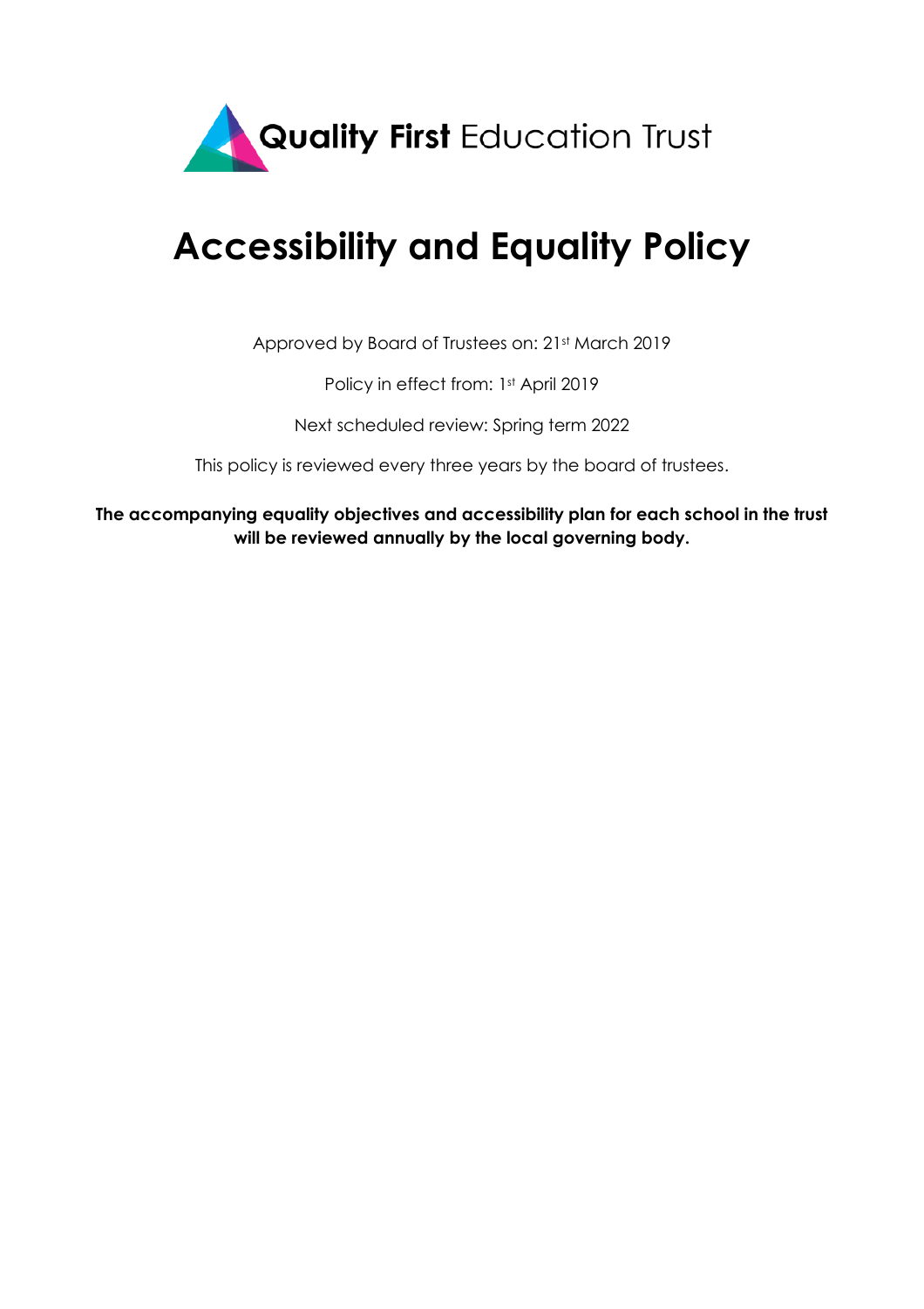**Quality First** Education Trust

# Accessibility and Equality Policy

Approved by Board of Trustees on: 21st March 2019

Policy in effect from: 1st April 2019

Next scheduled review: Spring term 2022

This policy is reviewed every three years by the board of trustees.

**The accompanying equality objectives and accessibility plan for each school in the trust will be reviewed annually by the local governing body.**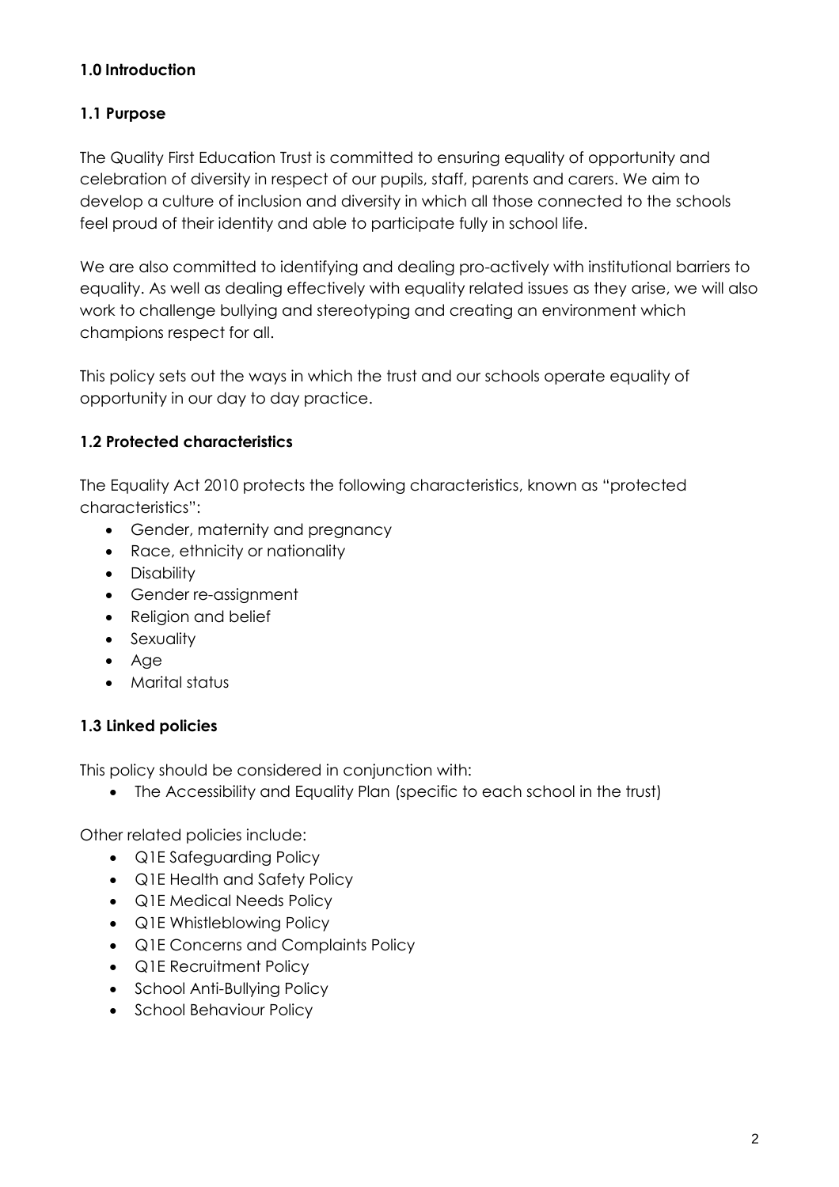## 1.0 Introduction

### 1.1 Purpose

The Quality First Education Trust is committed to ensuring equality of opportunity and celebration of diversity in respect of our pupils, staff, parents and carers. We aim to develop a culture of inclusion and diversity in which all those connected to the schools feel proud of their identity and able to participate fully in school life.

We are also committed to identifying and dealing pro-actively with institutional barriers to equality. As well as dealing effectively with equality related issues as they arise, we will also work to challenge bullying and stereotyping and creating an environment which champions respect for all.

This policy sets out the ways in which the trust and our schools operate equality of opportunity in our day to day practice.

### 1.2 Protected characteristics

The Equality Act 2010 protects the following characteristics, known as "protected characteristics":

- Gender, maternity and pregnancy
- Race, ethnicity or nationality
- Disability
- Gender re-assignment
- Religion and belief
- Sexuality
- Age
- Marital status

### 1.3 Linked policies

This policy should be considered in conjunction with:

- The Accessibility and Equality Plan (specific to each school in the trust)

Other related policies include:

- Q1E Safeguarding Policy
- Q1E Health and Safety Policy
- Q1E Medical Needs Policy
- Q1E Whistleblowing Policy
- Q1E Concerns and Complaints Policy
- Q1E Recruitment Policy
- School Anti-Bullying Policy
- School Behaviour Policy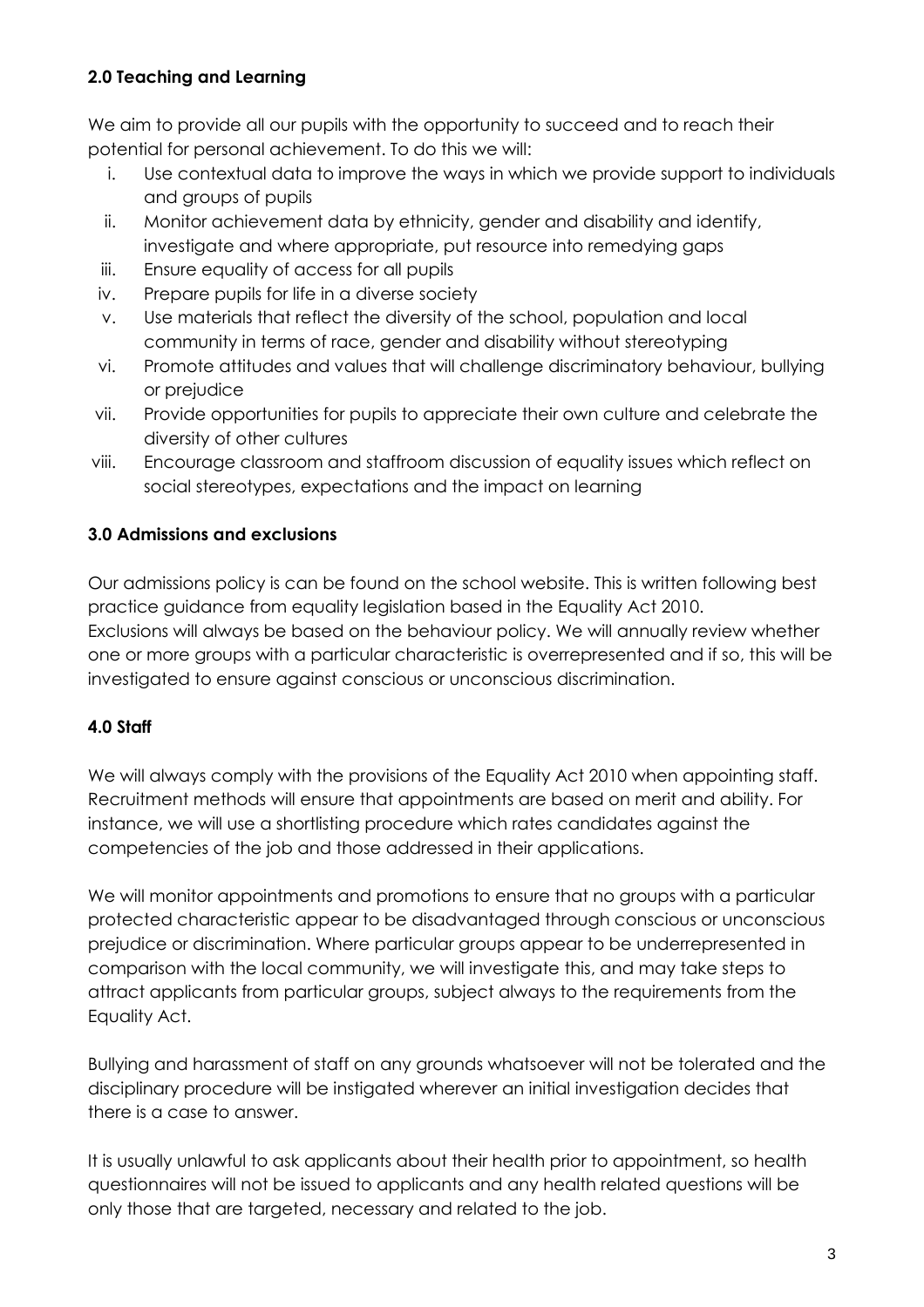### 2.0 Teaching and Learning

We aim to provide all our pupils with the opportunity to succeed and to reach their potential for personal achievement. To do this we will:

1. Use contextual data to improve the ways in which we provide support to individuals and groups of pupils
2. Monitor achievement data by ethnicity, gender and disability and identify, investigate and where appropriate, put resource into remedying gaps
3. Ensure equality of access for all pupils
4. Prepare pupils for life in a diverse society
5. Use materials that reflect the diversity of the school, population and local community in terms of race, gender and disability without stereotyping
6. Promote attitudes and values that will challenge discriminatory behaviour, bullying or prejudice
7. Provide opportunities for pupils to appreciate their own culture and celebrate the diversity of other cultures
8. Encourage classroom and staffroom discussion of equality issues which reflect on social stereotypes, expectations and the impact on learning

### 3.0 Admissions and exclusions

Our admissions policy is can be found on the school website. This is written following best practice guidance from equality legislation based in the Equality Act 2010.
Exclusions will always be based on the behaviour policy. We will annually review whether one or more groups with a particular characteristic is overrepresented and if so, this will be investigated to ensure against conscious or unconscious discrimination.

### 4.0 Staff

We will always comply with the provisions of the Equality Act 2010 when appointing staff. Recruitment methods will ensure that appointments are based on merit and ability. For instance, we will use a shortlisting procedure which rates candidates against the competencies of the job and those addressed in their applications.

We will monitor appointments and promotions to ensure that no groups with a particular protected characteristic appear to be disadvantaged through conscious or unconscious prejudice or discrimination. Where particular groups appear to be underrepresented in comparison with the local community, we will investigate this, and may take steps to attract applicants from particular groups, subject always to the requirements from the Equality Act.

Bullying and harassment of staff on any grounds whatsoever will not be tolerated and the disciplinary procedure will be instigated wherever an initial investigation decides that there is a case to answer.

It is usually unlawful to ask applicants about their health prior to appointment, so health questionnaires will not be issued to applicants and any health related questions will be only those that are targeted, necessary and related to the job.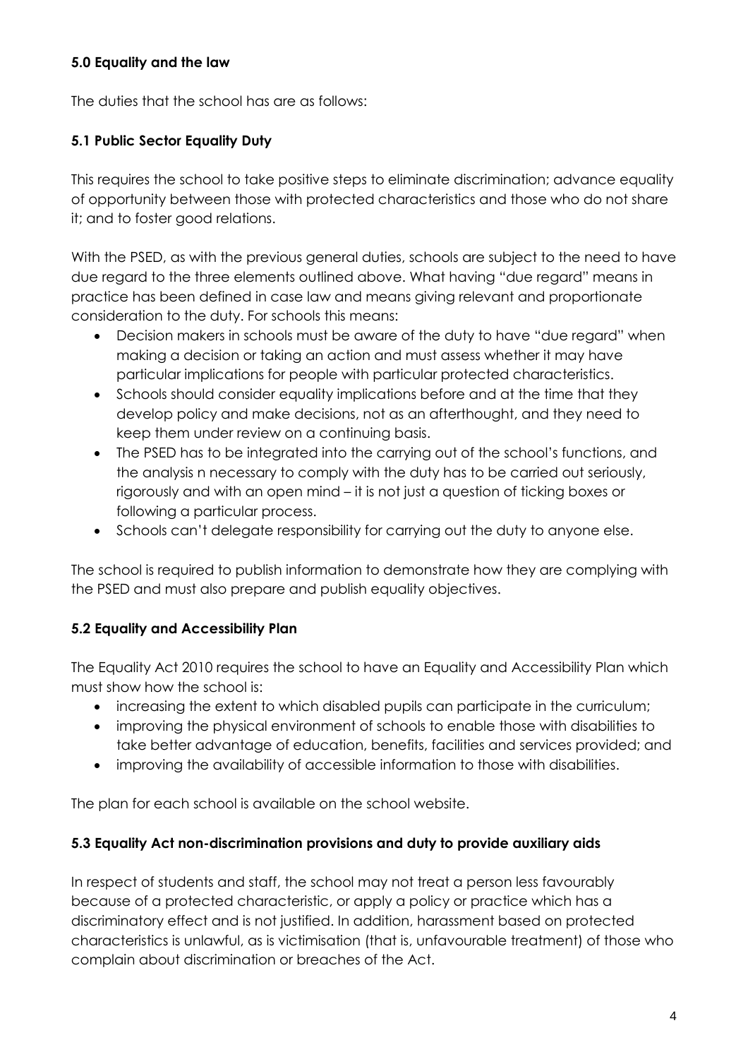### 5.0 Equality and the law

The duties that the school has are as follows:

#### 5.1 Public Sector Equality Duty

This requires the school to take positive steps to eliminate discrimination; advance equality of opportunity between those with protected characteristics and those who do not share it; and to foster good relations.

With the PSED, as with the previous general duties, schools are subject to the need to have due regard to the three elements outlined above. What having "due regard" means in practice has been defined in case law and means giving relevant and proportionate consideration to the duty. For schools this means:

- Decision makers in schools must be aware of the duty to have "due regard" when making a decision or taking an action and must assess whether it may have particular implications for people with particular protected characteristics.
- Schools should consider equality implications before and at the time that they develop policy and make decisions, not as an afterthought, and they need to keep them under review on a continuing basis.
- The PSED has to be integrated into the carrying out of the school's functions, and the analysis n necessary to comply with the duty has to be carried out seriously, rigorously and with an open mind – it is not just a question of ticking boxes or following a particular process.
- Schools can't delegate responsibility for carrying out the duty to anyone else.

The school is required to publish information to demonstrate how they are complying with the PSED and must also prepare and publish equality objectives.

#### 5.2 Equality and Accessibility Plan

The Equality Act 2010 requires the school to have an Equality and Accessibility Plan which must show how the school is:

- increasing the extent to which disabled pupils can participate in the curriculum;
- improving the physical environment of schools to enable those with disabilities to take better advantage of education, benefits, facilities and services provided; and
- improving the availability of accessible information to those with disabilities.

The plan for each school is available on the school website.

#### 5.3 Equality Act non-discrimination provisions and duty to provide auxiliary aids

In respect of students and staff, the school may not treat a person less favourably because of a protected characteristic, or apply a policy or practice which has a discriminatory effect and is not justified. In addition, harassment based on protected characteristics is unlawful, as is victimisation (that is, unfavourable treatment) of those who complain about discrimination or breaches of the Act.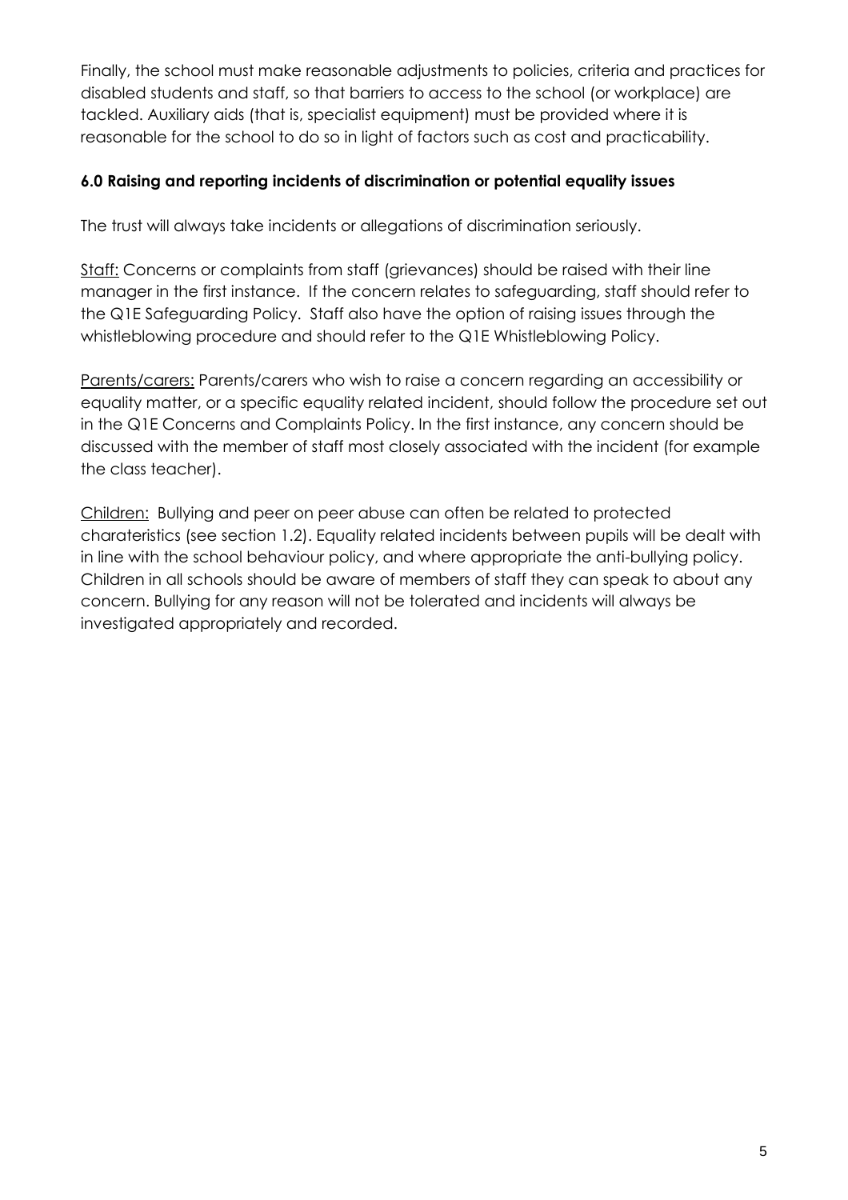Finally, the school must make reasonable adjustments to policies, criteria and practices for disabled students and staff, so that barriers to access to the school (or workplace) are tackled. Auxiliary aids (that is, specialist equipment) must be provided where it is reasonable for the school to do so in light of factors such as cost and practicability.

### 6.0 Raising and reporting incidents of discrimination or potential equality issues

The trust will always take incidents or allegations of discrimination seriously.

<u>Staff:</u> Concerns or complaints from staff (grievances) should be raised with their line manager in the first instance. If the concern relates to safeguarding, staff should refer to the Q1E Safeguarding Policy. Staff also have the option of raising issues through the whistleblowing procedure and should refer to the Q1E Whistleblowing Policy.

<u>Parents/carers:</u> Parents/carers who wish to raise a concern regarding an accessibility or equality matter, or a specific equality related incident, should follow the procedure set out in the Q1E Concerns and Complaints Policy. In the first instance, any concern should be discussed with the member of staff most closely associated with the incident (for example the class teacher).

<u>Children:</u> Bullying and peer on peer abuse can often be related to protected charateristics (see section 1.2). Equality related incidents between pupils will be dealt with in line with the school behaviour policy, and where appropriate the anti-bullying policy. Children in all schools should be aware of members of staff they can speak to about any concern. Bullying for any reason will not be tolerated and incidents will always be investigated appropriately and recorded.